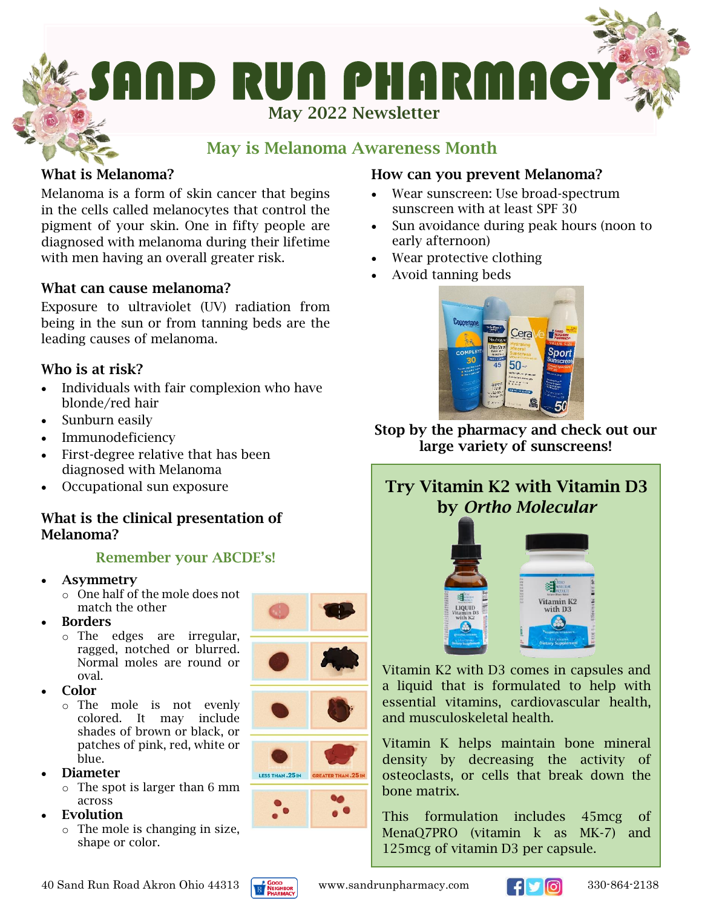# SAND RUN PHARMACY

May 2022 Newsletter

## May is Melanoma Awareness Month

### What is Melanoma?

Melanoma is a form of skin cancer that begins in the cells called melanocytes that control the pigment of your skin. One in fifty people are diagnosed with melanoma during their lifetime with men having an overall greater risk.

### What can cause melanoma?

Exposure to ultraviolet (UV) radiation from being in the sun or from tanning beds are the leading causes of melanoma.

### Who is at risk?

- Individuals with fair complexion who have blonde/red hair
- Sunburn easily
- Immunodeficiency
- First-degree relative that has been diagnosed with Melanoma
- Occupational sun exposure

### What is the clinical presentation of Melanoma?

**Remember your ABCDE's!**

- **Asymmetry**
  - One half of the mole does not match the other
- **Borders**
  - The edges are irregular, ragged, notched or blurred. Normal moles are round or oval.
- **Color**
  - The mole is not evenly colored. It may include shades of brown or black, or patches of pink, red, white or blue.
- **Diameter**
  - The spot is larger than 6 mm across
- **Evolution**
  - The mole is changing in size, shape or color.

LESS THAN .25 IN

GREATER THAN .25 IN

### How can you prevent Melanoma?

- Wear sunscreen: Use broad-spectrum sunscreen with at least SPF 30
- Sun avoidance during peak hours (noon to early afternoon)
- Wear protective clothing
- Avoid tanning beds

**Stop by the pharmacy and check out our large variety of sunscreens!**

## Try Vitamin K2 with Vitamin D3 by *Ortho Molecular*

Vitamin K2 with D3 comes in capsules and a liquid that is formulated to help with essential vitamins, cardiovascular health, and musculoskeletal health.

Vitamin K helps maintain bone mineral density by decreasing the activity of osteoclasts, or cells that break down the bone matrix.

This formulation includes 45mcg of MenaQ7PRO (vitamin k as MK-7) and 125mcg of vitamin D3 per capsule.

40 Sand Run Road Akron Ohio 44313 | www.sandrunpharmacy.com | 330-864-2138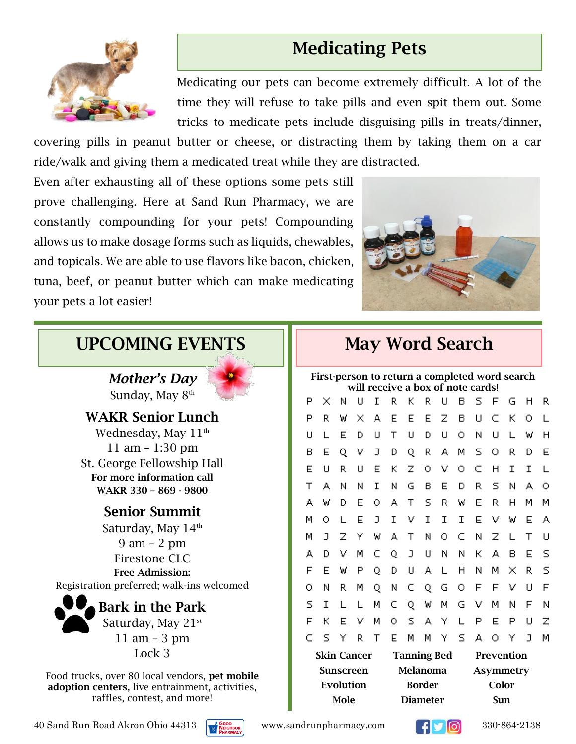## Medicating Pets

Medicating our pets can become extremely difficult. A lot of the time they will refuse to take pills and even spit them out. Some tricks to medicate pets include disguising pills in treats/dinner, covering pills in peanut butter or cheese, or distracting them by taking them on a car ride/walk and giving them a medicated treat while they are distracted.

Even after exhausting all of these options some pets still prove challenging. Here at Sand Run Pharmacy, we are constantly compounding for your pets! Compounding allows us to make dosage forms such as liquids, chewables, and topicals. We are able to use flavors like bacon, chicken, tuna, beef, or peanut butter which can make medicating your pets a lot easier!

## UPCOMING EVENTS

***Mother's Day***
Sunday, May 8th

**WAKR Senior Lunch**
Wednesday, May 11th
11 am – 1:30 pm
St. George Fellowship Hall
**For more information call**
**WAKR 330 – 869 - 9800**

**Senior Summit**
Saturday, May 14th
9 am – 2 pm
Firestone CLC
**Free Admission:**
Registration preferred; walk-ins welcomed

**Bark in the Park**
Saturday, May 21st
11 am – 3 pm
Lock 3

Food trucks, over 80 local vendors, **pet mobile adoption centers,** live entrainment, activities, raffles, contest, and more!

## May Word Search

**First-person to return a completed word search will receive a box of note cards!**

```
P X N U I R K R U B S F G H R
P R W X A E E E Z B U C K O L
U L E D U T U D U O N U L W H
B E Q V J D Q R A M S O R D E
E U R U E K Z O V O C H I I L
T A N N I N G B E D R S N A O
A W D E O A T S R W E R H M M
M O L E J I V I I I E V W E A
M J Z Y W A T N O C N Z L T U
A D V M C Q J U N N K A B E S
F E W P Q D U A L H N M X R S
O N R M Q N C Q G O F F V U F
S I L L M C Q W M G V M N F N
F K E V M O S A Y L P E P U Z
C S Y R T E M M Y S A O Y J M
```

| | | |
|---|---|---|
| Skin Cancer | Tanning Bed | Prevention |
| Sunscreen | Melanoma | Asymmetry |
| Evolution | Border | Color |
| Mole | Diameter | Sun |

40 Sand Run Road Akron Ohio 44313 www.sandrunpharmacy.com 330-864-2138